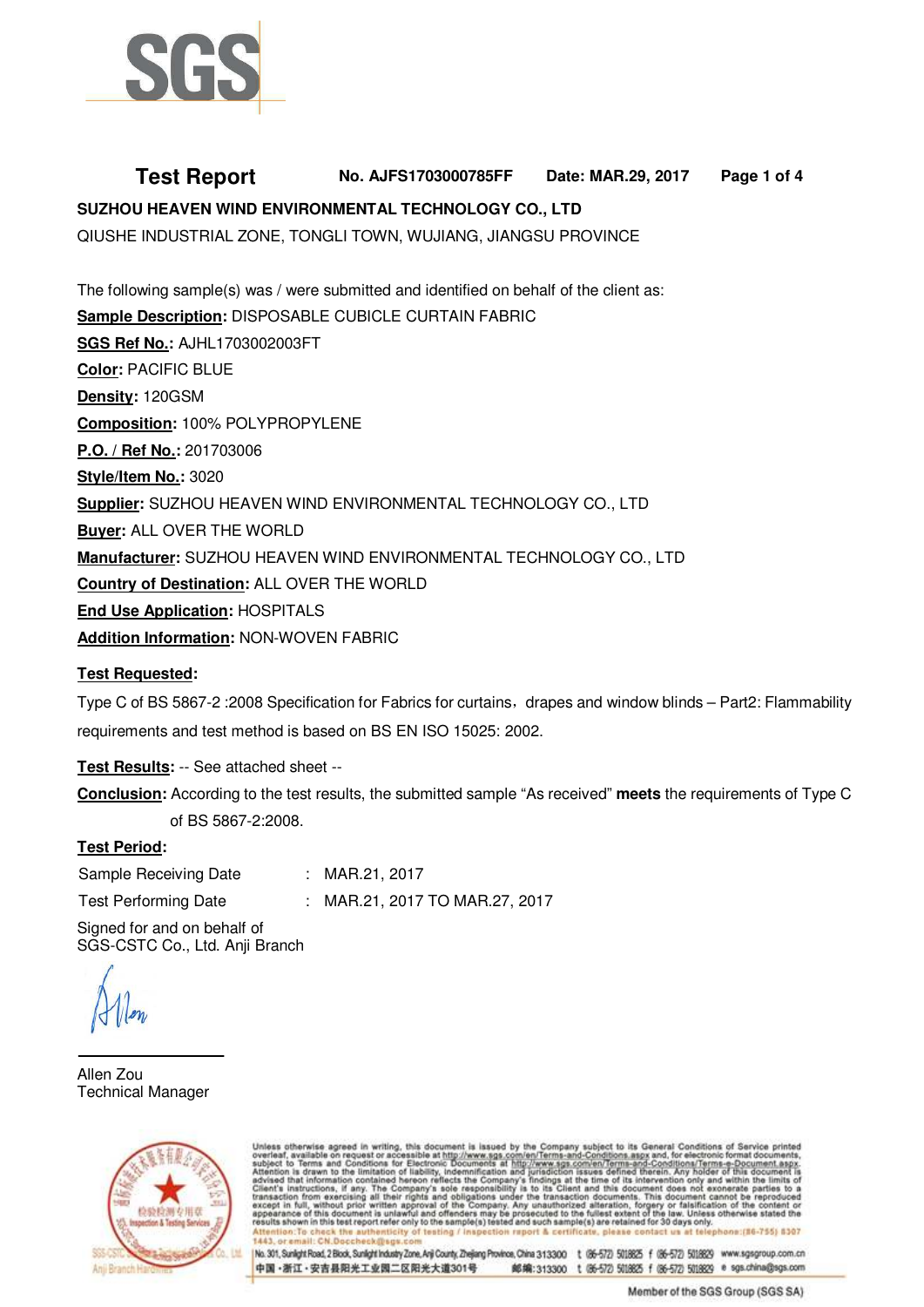# Test Report

**No. AJFS1703000785FF** **Date: MAR.29, 2017**

**SUZHOU HEAVEN WIND ENVIRONMENTAL TECHNOLOGY CO., LTD**

QIUSHE INDUSTRIAL ZONE, TONGLI TOWN, WUJIANG, JIANGSU PROVINCE

The following sample(s) was / were submitted and identified on behalf of the client as:

**Sample Description**: DISPOSABLE CUBICLE CURTAIN FABRIC

**SGS Ref No.**: AJHL1703002003FT

**Color**: PACIFIC BLUE

**Density**: 120GSM

**Composition**: 100% POLYPROPYLENE

**P.O. / Ref No.**: 201703006

**Style/Item No.**: 3020

**Supplier**: SUZHOU HEAVEN WIND ENVIRONMENTAL TECHNOLOGY CO., LTD

**Buyer**: ALL OVER THE WORLD

**Manufacturer**: SUZHOU HEAVEN WIND ENVIRONMENTAL TECHNOLOGY CO., LTD

**Country of Destination**: ALL OVER THE WORLD

**End Use Application**: HOSPITALS

**Addition Information**: NON-WOVEN FABRIC

**Test Requested**:

Type C of BS 5867-2 :2008 Specification for Fabrics for curtains，drapes and window blinds – Part2: Flammability requirements and test method is based on BS EN ISO 15025: 2002.

**Test Results**: -- See attached sheet --

**Conclusion**: According to the test results, the submitted sample "As received" **meets** the requirements of Type C of BS 5867-2:2008.

**Test Period**:

| | | |
|---|---|---|
| Sample Receiving Date | : | MAR.21, 2017 |
| Test Performing Date | : | MAR.21, 2017 TO MAR.27, 2017 |

Signed for and on behalf of
SGS-CSTC Co., Ltd. Anji Branch

Allen Zou
Technical Manager

Unless otherwise agreed in writing, this document is issued by the Company subject to its General Conditions of Service printed overleaf, available on request or accessible at http://www.sgs.com/en/Terms-and-Conditions.aspx and, for electronic format documents, subject to Terms and Conditions for Electronic Documents at http://www.sgs.com/en/Terms-and-Conditions/Terms-e-Document.aspx. Attention is drawn to the limitation of liability, indemnification and jurisdiction issues defined therein. Any holder of this document is advised that information contained hereon reflects the Company's findings at the time of its intervention only and within the limits of Client's instructions, if any. The Company's sole responsibility is to its Client and this document does not exonerate parties to a transaction from exercising all their rights and obligations under the transaction documents. This document cannot be reproduced except in full, without prior written approval of the Company. Any unauthorized alteration, forgery or falsification of the content or appearance of this document is unlawful and offenders may be prosecuted to the fullest extent of the law. Unless otherwise stated the results shown in this test report refer only to the sample(s) tested and such sample(s) are retained for 30 days only.
Attention: To check the authenticity of testing / inspection report & certificate, please contact us at telephone: (86-755) 8307 1443, or email: CN.Doccheck@sgs.com

No. 301, Sunlight Road, 2 Block, Sunlight Industry Zone, Anji County, Zhejiang Province, China 313300 t (86-572) 5018825 f (86-572) 5018829 www.sgsgroup.com.cn
中国·浙江·安吉县阳光工业园二区阳光大道301号 邮编: 313300 t (86-572) 5018825 f (86-572) 5018829 e sgs.china@sgs.com

Member of the SGS Group (SGS SA)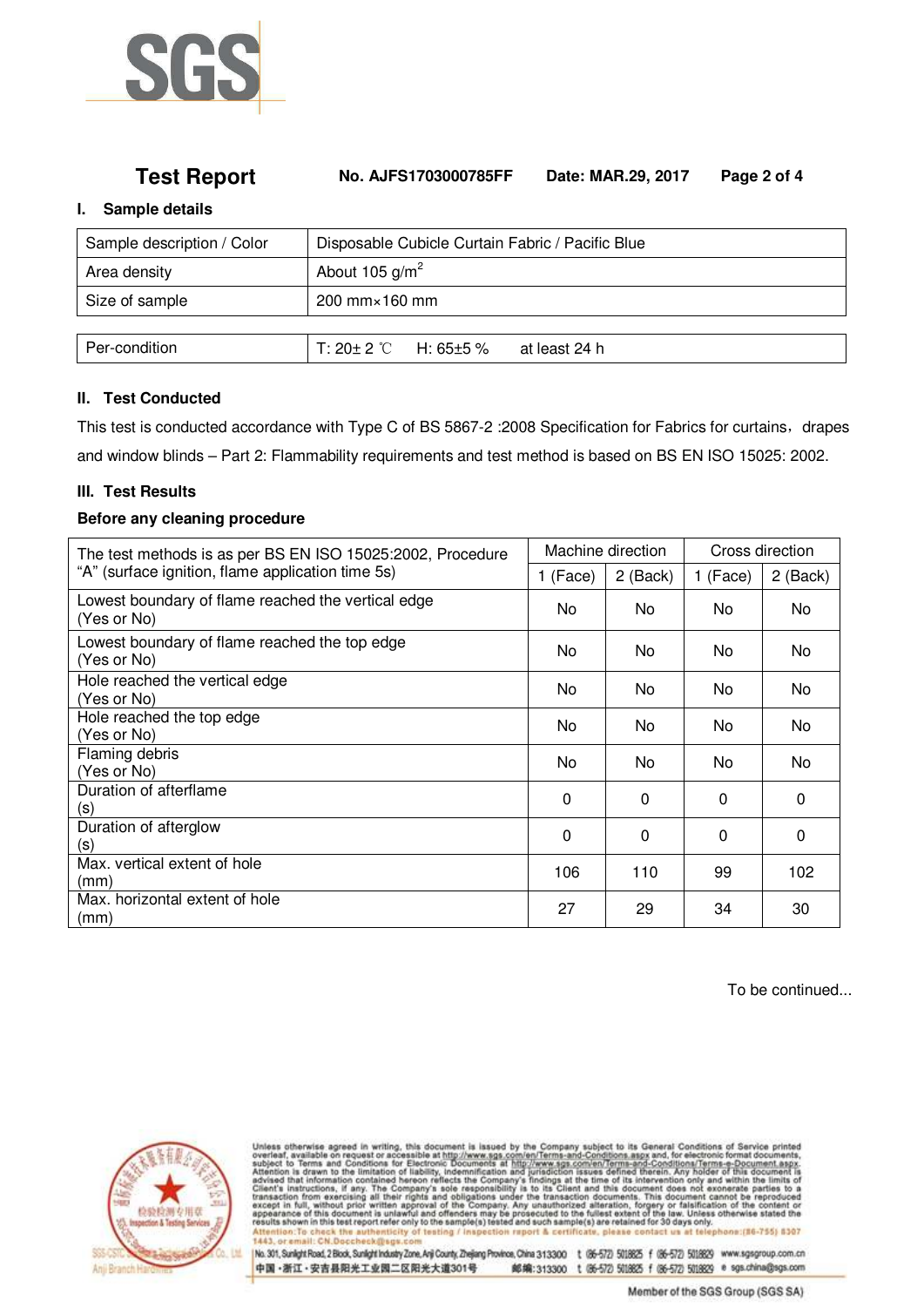# Test Report

**No. AJFS1703000785FF** **Date: MAR.29, 2017**

## I. Sample details

| Sample description / Color | Disposable Cubicle Curtain Fabric / Pacific Blue |
|---|---|
| Area density | About 105 g/m$^2$ |
| Size of sample | 200 mm×160 mm |

| Per-condition | T: 20± 2 ℃ H: 65±5 % at least 24 h |
|---|---|

## II. Test Conducted

This test is conducted accordance with Type C of BS 5867-2 :2008 Specification for Fabrics for curtains，drapes and window blinds – Part 2: Flammability requirements and test method is based on BS EN ISO 15025: 2002.

## III. Test Results

**Before any cleaning procedure**

| The test methods is as per BS EN ISO 15025:2002, Procedure "A" (surface ignition, flame application time 5s) | Machine direction | | Cross direction | |
|---|---|---|---|---|
| | 1 (Face) | 2 (Back) | 1 (Face) | 2 (Back) |
| Lowest boundary of flame reached the vertical edge (Yes or No) | No | No | No | No |
| Lowest boundary of flame reached the top edge (Yes or No) | No | No | No | No |
| Hole reached the vertical edge (Yes or No) | No | No | No | No |
| Hole reached the top edge (Yes or No) | No | No | No | No |
| Flaming debris (Yes or No) | No | No | No | No |
| Duration of afterflame (s) | 0 | 0 | 0 | 0 |
| Duration of afterglow (s) | 0 | 0 | 0 | 0 |
| Max. vertical extent of hole (mm) | 106 | 110 | 99 | 102 |
| Max. horizontal extent of hole (mm) | 27 | 29 | 34 | 30 |

To be continued...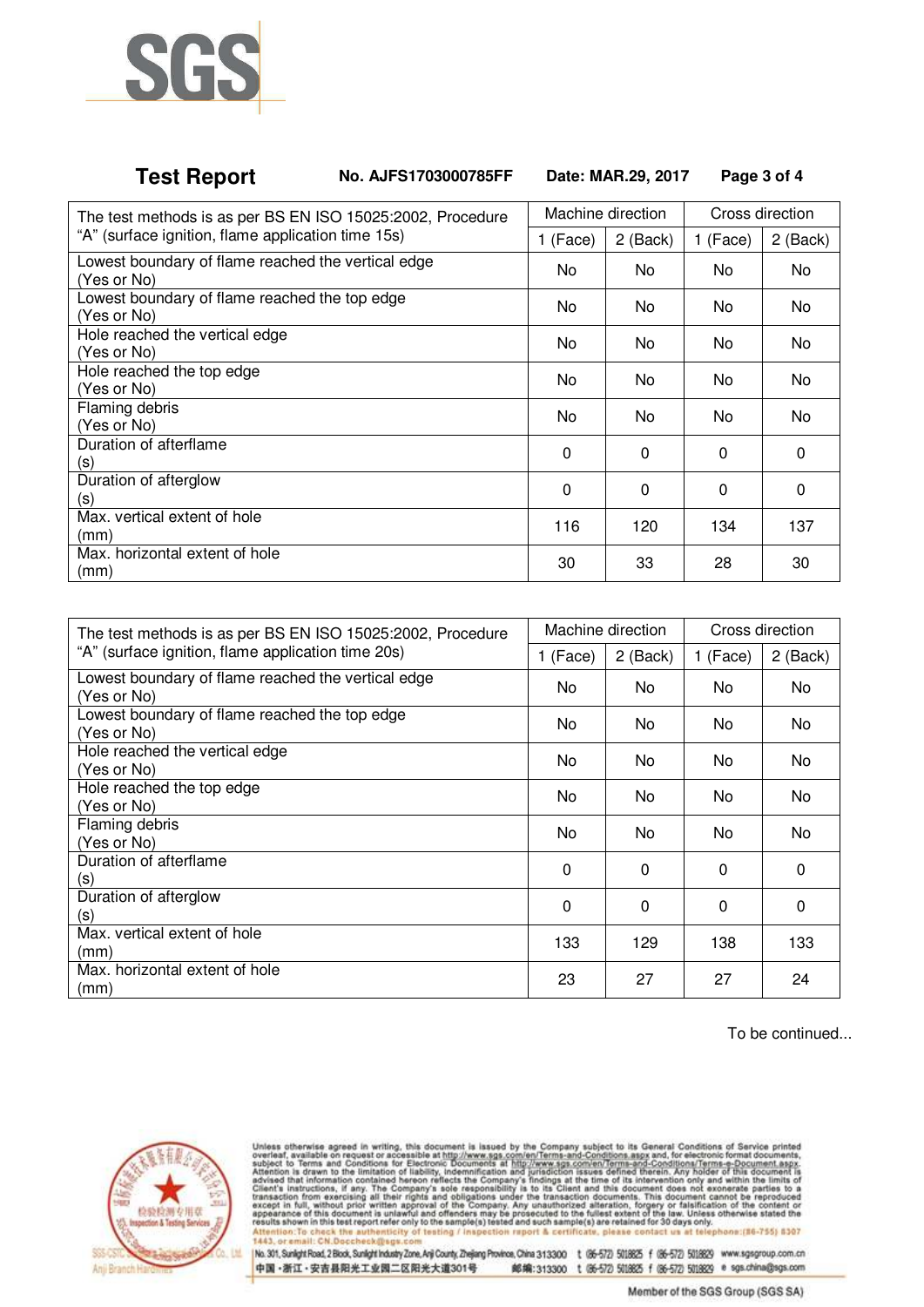**Test Report** No. AJFS1703000785FF Date: MAR.29, 2017

| The test methods is as per BS EN ISO 15025:2002, Procedure “A” (surface ignition, flame application time 15s) | Machine direction | | Cross direction | |
|---|---|---|---|---|
| | 1 (Face) | 2 (Back) | 1 (Face) | 2 (Back) |
| Lowest boundary of flame reached the vertical edge (Yes or No) | No | No | No | No |
| Lowest boundary of flame reached the top edge (Yes or No) | No | No | No | No |
| Hole reached the vertical edge (Yes or No) | No | No | No | No |
| Hole reached the top edge (Yes or No) | No | No | No | No |
| Flaming debris (Yes or No) | No | No | No | No |
| Duration of afterflame (s) | 0 | 0 | 0 | 0 |
| Duration of afterglow (s) | 0 | 0 | 0 | 0 |
| Max. vertical extent of hole (mm) | 116 | 120 | 134 | 137 |
| Max. horizontal extent of hole (mm) | 30 | 33 | 28 | 30 |

| The test methods is as per BS EN ISO 15025:2002, Procedure “A” (surface ignition, flame application time 20s) | Machine direction | | Cross direction | |
|---|---|---|---|---|
| | 1 (Face) | 2 (Back) | 1 (Face) | 2 (Back) |
| Lowest boundary of flame reached the vertical edge (Yes or No) | No | No | No | No |
| Lowest boundary of flame reached the top edge (Yes or No) | No | No | No | No |
| Hole reached the vertical edge (Yes or No) | No | No | No | No |
| Hole reached the top edge (Yes or No) | No | No | No | No |
| Flaming debris (Yes or No) | No | No | No | No |
| Duration of afterflame (s) | 0 | 0 | 0 | 0 |
| Duration of afterglow (s) | 0 | 0 | 0 | 0 |
| Max. vertical extent of hole (mm) | 133 | 129 | 138 | 133 |
| Max. horizontal extent of hole (mm) | 23 | 27 | 27 | 24 |

To be continued...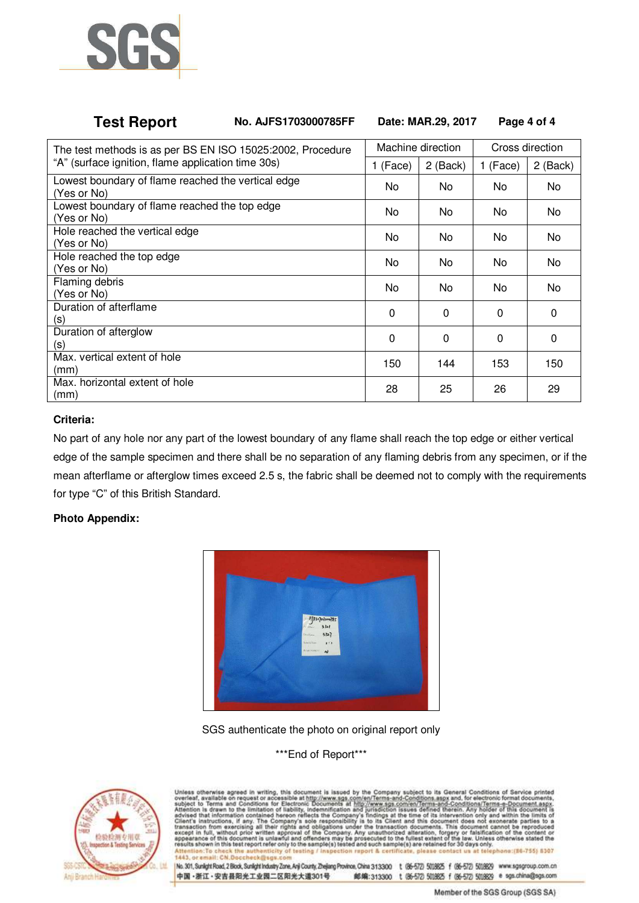**Test Report** No. AJFS1703000785FF Date: MAR.29, 2017

| The test methods is as per BS EN ISO 15025:2002, Procedure "A" (surface ignition, flame application time 30s) | Machine direction | | Cross direction | |
|---|---|---|---|---|
| | 1 (Face) | 2 (Back) | 1 (Face) | 2 (Back) |
| Lowest boundary of flame reached the vertical edge (Yes or No) | No | No | No | No |
| Lowest boundary of flame reached the top edge (Yes or No) | No | No | No | No |
| Hole reached the vertical edge (Yes or No) | No | No | No | No |
| Hole reached the top edge (Yes or No) | No | No | No | No |
| Flaming debris (Yes or No) | No | No | No | No |
| Duration of afterflame (s) | 0 | 0 | 0 | 0 |
| Duration of afterglow (s) | 0 | 0 | 0 | 0 |
| Max. vertical extent of hole (mm) | 150 | 144 | 153 | 150 |
| Max. horizontal extent of hole (mm) | 28 | 25 | 26 | 29 |

**Criteria:**

No part of any hole nor any part of the lowest boundary of any flame shall reach the top edge or either vertical edge of the sample specimen and there shall be no separation of any flaming debris from any specimen, or if the mean afterflame or afterglow times exceed 2.5 s, the fabric shall be deemed not to comply with the requirements for type "C" of this British Standard.

**Photo Appendix:**

SGS authenticate the photo on original report only

\*\*\*End of Report\*\*\*

Unless otherwise agreed in writing, this document is issued by the Company subject to its General Conditions of Service printed overleaf, available on request or accessible at http://www.sgs.com/en/Terms-and-Conditions.aspx and, for electronic format documents, subject to Terms and Conditions for Electronic Documents at http://www.sgs.com/en/Terms-and-Conditions/Terms-e-Document.aspx. Attention is drawn to the limitation of liability, indemnification and jurisdiction issues defined therein. Any holder of this document is advised that information contained hereon reflects the Company's findings at the time of its intervention only and within the limits of Client's instructions, if any. The Company's sole responsibility is to its Client and this document does not exonerate parties to a transaction from exercising all their rights and obligations under the transaction documents. This document cannot be reproduced except in full, without prior written approval of the Company. Any unauthorized alteration, forgery or falsification of the content or appearance of this document is unlawful and offenders may be prosecuted to the fullest extent of the law. Unless otherwise stated the results shown in this test report refer only to the sample(s) tested and such sample(s) are retained for 30 days only.
Attention: To check the authenticity of testing / inspection report & certificate, please contact us at telephone: (86-755) 8307 1443, or email: CN.Doccheck@sgs.com

No. 301, Sunlight Road, 2 Block, Sunlight Industry Zone, Anji County, Zhejiang Province, China 313300 t (86-572) 5018825 f (86-572) 5018829 www.sgsgroup.com.cn
中国・浙江・安吉县阳光工业园二区阳光大道301号 邮编: 313300 t (86-572) 5018825 f (86-572) 5018829 e sgs.china@sgs.com

Member of the SGS Group (SGS SA)